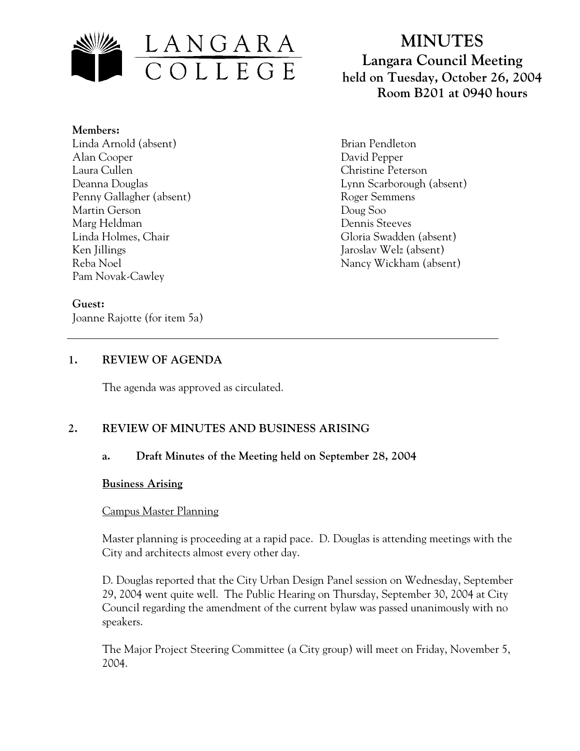# MINUTES

## Langara Council Meeting

**held on Tuesday, October 26, 2004**
**Room B201 at 0940 hours**

**Members:**

Linda Arnold (absent)
Alan Cooper
Laura Cullen
Deanna Douglas
Penny Gallagher (absent)
Martin Gerson
Marg Heldman
Linda Holmes, Chair
Ken Jillings
Reba Noel
Pam Novak-Cawley
Brian Pendleton
David Pepper
Christine Peterson
Lynn Scarborough (absent)
Roger Semmens
Doug Soo
Dennis Steeves
Gloria Swadden (absent)
Jaroslav Welz (absent)
Nancy Wickham (absent)

**Guest:**

Joanne Rajotte (for item 5a)

---

## 1. REVIEW OF AGENDA

The agenda was approved as circulated.

## 2. REVIEW OF MINUTES AND BUSINESS ARISING

### a. Draft Minutes of the Meeting held on September 28, 2004

**Business Arising**

Campus Master Planning

Master planning is proceeding at a rapid pace. D. Douglas is attending meetings with the City and architects almost every other day.

D. Douglas reported that the City Urban Design Panel session on Wednesday, September 29, 2004 went quite well. The Public Hearing on Thursday, September 30, 2004 at City Council regarding the amendment of the current bylaw was passed unanimously with no speakers.

The Major Project Steering Committee (a City group) will meet on Friday, November 5, 2004.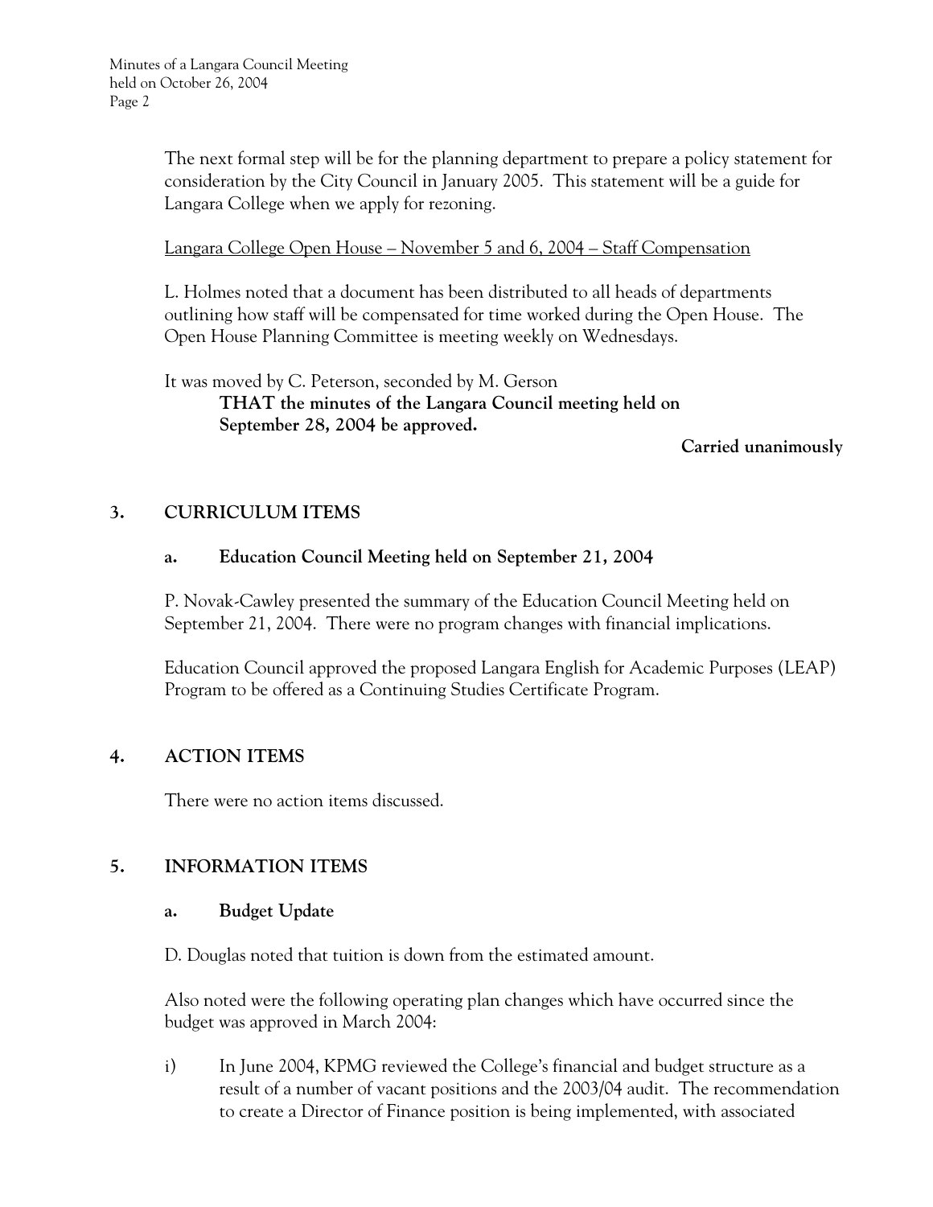The next formal step will be for the planning department to prepare a policy statement for consideration by the City Council in January 2005. This statement will be a guide for Langara College when we apply for rezoning.

Langara College Open House – November 5 and 6, 2004 – Staff Compensation

L. Holmes noted that a document has been distributed to all heads of departments outlining how staff will be compensated for time worked during the Open House. The Open House Planning Committee is meeting weekly on Wednesdays.

It was moved by C. Peterson, seconded by M. Gerson

> **THAT the minutes of the Langara Council meeting held on September 28, 2004 be approved.**

**Carried unanimously**

## 3. CURRICULUM ITEMS

### a. Education Council Meeting held on September 21, 2004

P. Novak-Cawley presented the summary of the Education Council Meeting held on September 21, 2004. There were no program changes with financial implications.

Education Council approved the proposed Langara English for Academic Purposes (LEAP) Program to be offered as a Continuing Studies Certificate Program.

## 4. ACTION ITEMS

There were no action items discussed.

## 5. INFORMATION ITEMS

### a. Budget Update

D. Douglas noted that tuition is down from the estimated amount.

Also noted were the following operating plan changes which have occurred since the budget was approved in March 2004:

i) In June 2004, KPMG reviewed the College's financial and budget structure as a result of a number of vacant positions and the 2003/04 audit. The recommendation to create a Director of Finance position is being implemented, with associated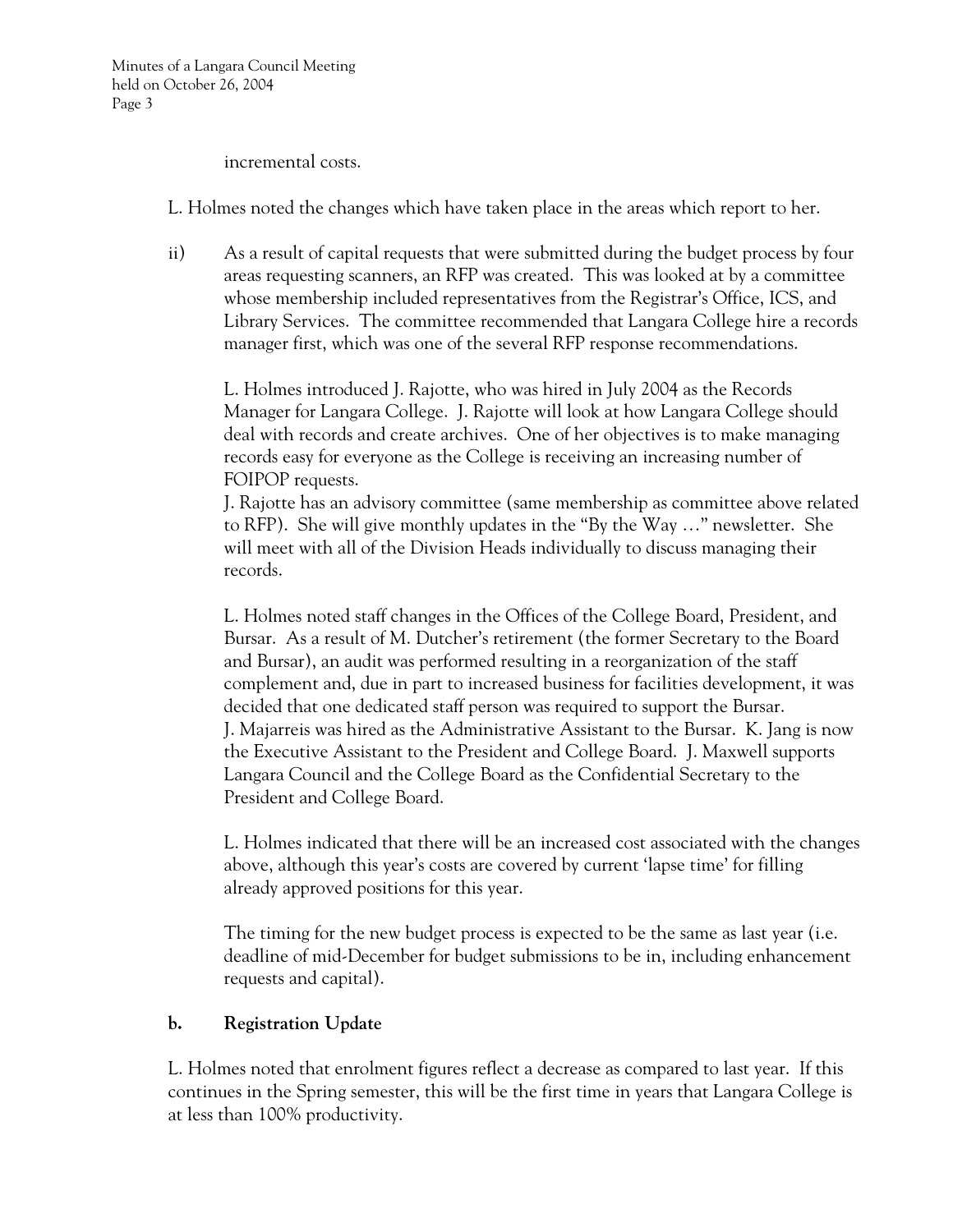incremental costs.

L. Holmes noted the changes which have taken place in the areas which report to her.

ii) As a result of capital requests that were submitted during the budget process by four areas requesting scanners, an RFP was created. This was looked at by a committee whose membership included representatives from the Registrar's Office, ICS, and Library Services. The committee recommended that Langara College hire a records manager first, which was one of the several RFP response recommendations.

L. Holmes introduced J. Rajotte, who was hired in July 2004 as the Records Manager for Langara College. J. Rajotte will look at how Langara College should deal with records and create archives. One of her objectives is to make managing records easy for everyone as the College is receiving an increasing number of FOIPOP requests.
J. Rajotte has an advisory committee (same membership as committee above related to RFP). She will give monthly updates in the "By the Way …" newsletter. She will meet with all of the Division Heads individually to discuss managing their records.

L. Holmes noted staff changes in the Offices of the College Board, President, and Bursar. As a result of M. Dutcher's retirement (the former Secretary to the Board and Bursar), an audit was performed resulting in a reorganization of the staff complement and, due in part to increased business for facilities development, it was decided that one dedicated staff person was required to support the Bursar. J. Majarreis was hired as the Administrative Assistant to the Bursar. K. Jang is now the Executive Assistant to the President and College Board. J. Maxwell supports Langara Council and the College Board as the Confidential Secretary to the President and College Board.

L. Holmes indicated that there will be an increased cost associated with the changes above, although this year's costs are covered by current 'lapse time' for filling already approved positions for this year.

The timing for the new budget process is expected to be the same as last year (i.e. deadline of mid-December for budget submissions to be in, including enhancement requests and capital).

**b. Registration Update**

L. Holmes noted that enrolment figures reflect a decrease as compared to last year. If this continues in the Spring semester, this will be the first time in years that Langara College is at less than 100% productivity.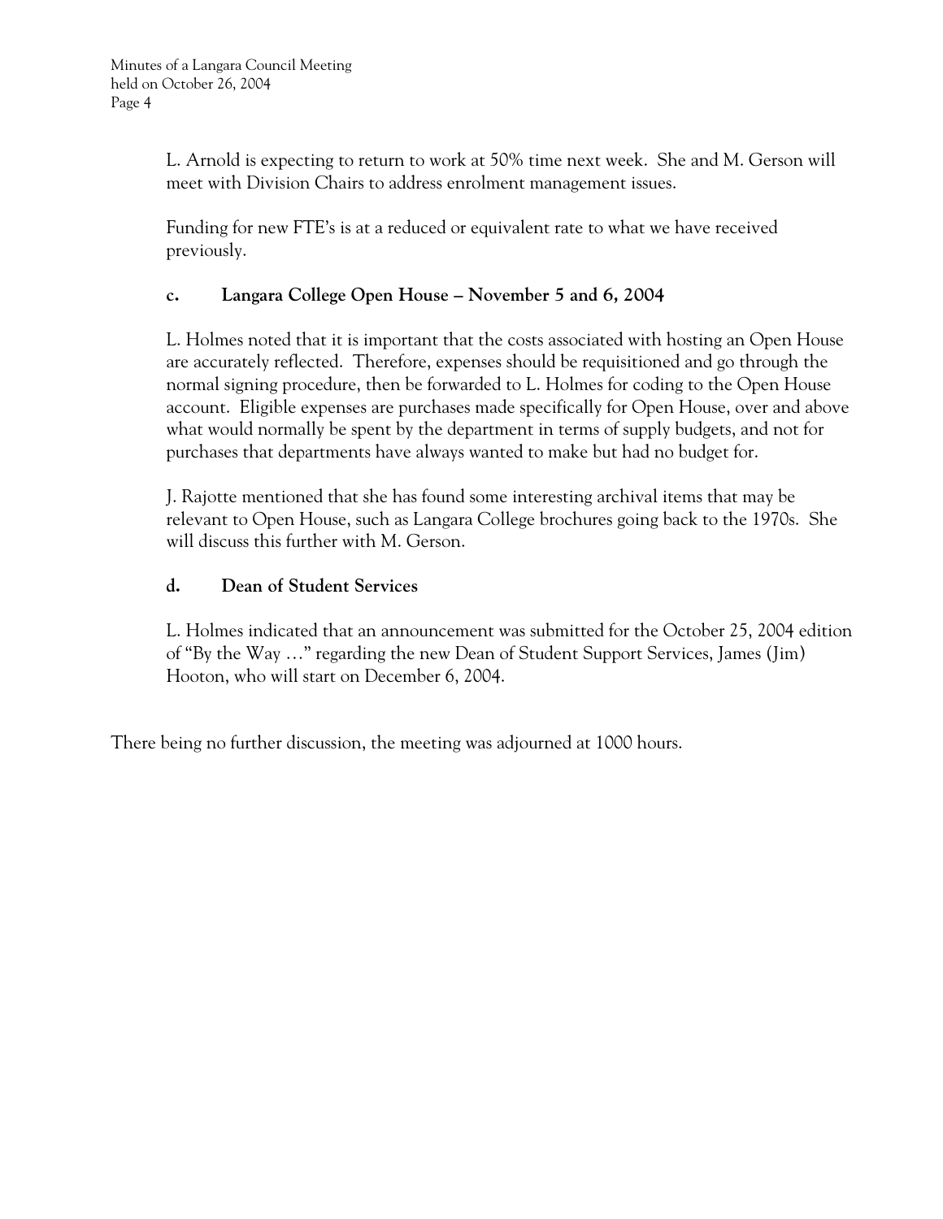L. Arnold is expecting to return to work at 50% time next week. She and M. Gerson will meet with Division Chairs to address enrolment management issues.

Funding for new FTE's is at a reduced or equivalent rate to what we have received previously.

### c. Langara College Open House – November 5 and 6, 2004

L. Holmes noted that it is important that the costs associated with hosting an Open House are accurately reflected. Therefore, expenses should be requisitioned and go through the normal signing procedure, then be forwarded to L. Holmes for coding to the Open House account. Eligible expenses are purchases made specifically for Open House, over and above what would normally be spent by the department in terms of supply budgets, and not for purchases that departments have always wanted to make but had no budget for.

J. Rajotte mentioned that she has found some interesting archival items that may be relevant to Open House, such as Langara College brochures going back to the 1970s. She will discuss this further with M. Gerson.

### d. Dean of Student Services

L. Holmes indicated that an announcement was submitted for the October 25, 2004 edition of "By the Way …" regarding the new Dean of Student Support Services, James (Jim) Hooton, who will start on December 6, 2004.

There being no further discussion, the meeting was adjourned at 1000 hours.